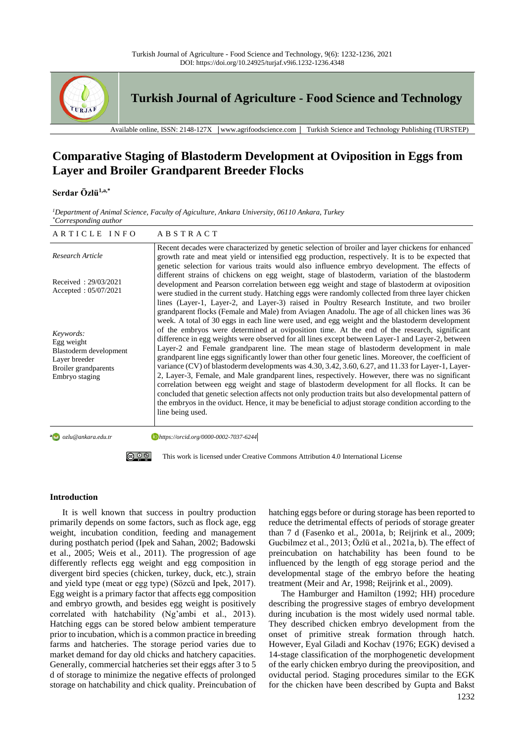# Comparative Staging of Blastoderm Development at Oviposition in Eggs from Layer and Broiler Grandparent Breeder Flocks

**Serdar Özlü**[1,a,*]

[1]*Department of Animal Science, Faculty of Agiculture, Ankara University, 06110 Ankara, Turkey*
[*]*Corresponding author*

| ARTICLE INFO | ABSTRACT |
|---|---|
| *Research Article*<br><br>Received : 29/03/2021<br>Accepted : 05/07/2021<br><br>*Keywords:*<br>Egg weight<br>Blastoderm development<br>Layer breeder<br>Broiler grandparents<br>Embryo staging | Recent decades were characterized by genetic selection of broiler and layer chickens for enhanced growth rate and meat yield or intensified egg production, respectively. It is to be expected that genetic selection for various traits would also influence embryo development. The effects of different strains of chickens on egg weight, stage of blastoderm, variation of the blastoderm development and Pearson correlation between egg weight and stage of blastoderm at oviposition were studied in the current study. Hatching eggs were randomly collected from three layer chicken lines (Layer-1, Layer-2, and Layer-3) raised in Poultry Research Institute, and two broiler grandparent flocks (Female and Male) from Aviagen Anadolu. The age of all chicken lines was 36 week. A total of 30 eggs in each line were used, and egg weight and the blastoderm development of the embryos were determined at oviposition time. At the end of the research, significant difference in egg weights were observed for all lines except between Layer-1 and Layer-2, between Layer-2 and Female grandparent line. The mean stage of blastoderm development in male grandparent line eggs significantly lower than other four genetic lines. Moreover, the coefficient of variance (CV) of blastoderm developments was 4.30, 3.42, 3.60, 6.27, and 11.33 for Layer-1, Layer-2, Layer-3, Female, and Male grandparent lines, respectively. However, there was no significant correlation between egg weight and stage of blastoderm development for all flocks. It can be concluded that genetic selection affects not only production traits but also developmental pattern of the embryos in the oviduct. Hence, it may be beneficial to adjust storage condition according to the line being used. |

[a] *ozlu@ankara.edu.tr* *https://orcid.org/0000-0002-7037-6244*

This work is licensed under Creative Commons Attribution 4.0 International License

## Introduction

It is well known that success in poultry production primarily depends on some factors, such as flock age, egg weight, incubation condition, feeding and management during posthatch period (Ipek and Sahan, 2002; Badowski et al., 2005; Weis et al., 2011). The progression of age differently reflects egg weight and egg composition in divergent bird species (chicken, turkey, duck, etc.), strain and yield type (meat or egg type) (Sözcü and Ipek, 2017). Egg weight is a primary factor that affects egg composition and embryo growth, and besides egg weight is positively correlated with hatchability (Ng'ambi et al., 2013). Hatching eggs can be stored below ambient temperature prior to incubation, which is a common practice in breeding farms and hatcheries. The storage period varies due to market demand for day old chicks and hatchery capacities. Generally, commercial hatcheries set their eggs after 3 to 5 d of storage to minimize the negative effects of prolonged storage on hatchability and chick quality. Preincubation of hatching eggs before or during storage has been reported to reduce the detrimental effects of periods of storage greater than 7 d (Fasenko et al., 2001a, b; Reijrink et al., 2009; Gucbilmez et al., 2013; Özlü et al., 2021a, b). The effect of preincubation on hatchability has been found to be influenced by the length of egg storage period and the developmental stage of the embryo before the heating treatment (Meir and Ar, 1998; Reijrink et al., 2009).

The Hamburger and Hamilton (1992; HH) procedure describing the progressive stages of embryo development during incubation is the most widely used normal table. They described chicken embryo development from the onset of primitive streak formation through hatch. However, Eyal Giladi and Kochav (1976; EGK) devised a 14-stage classification of the morphogenetic development of the early chicken embryo during the preoviposition, and oviductal period. Staging procedures similar to the EGK for the chicken have been described by Gupta and Bakst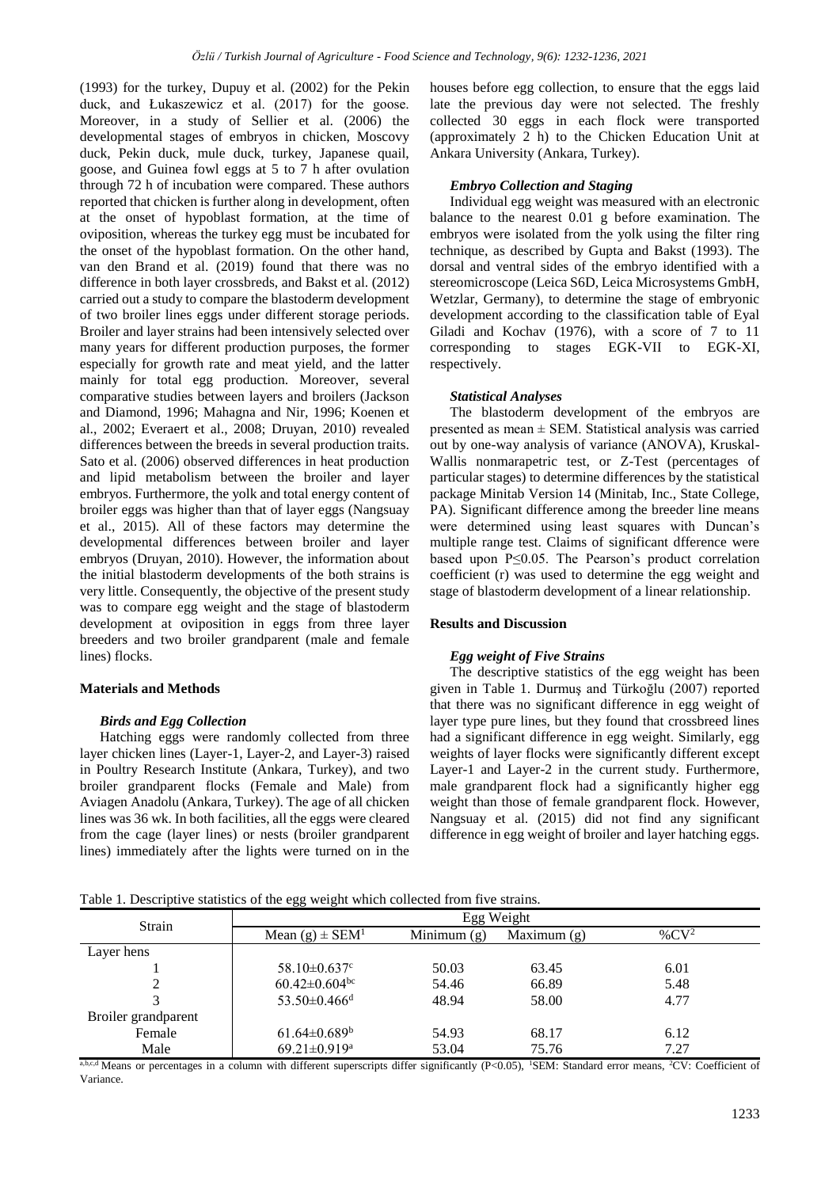(1993) for the turkey, Dupuy et al. (2002) for the Pekin duck, and Łukaszewicz et al. (2017) for the goose. Moreover, in a study of Sellier et al. (2006) the developmental stages of embryos in chicken, Moscovy duck, Pekin duck, mule duck, turkey, Japanese quail, goose, and Guinea fowl eggs at 5 to 7 h after ovulation through 72 h of incubation were compared. These authors reported that chicken is further along in development, often at the onset of hypoblast formation, at the time of oviposition, whereas the turkey egg must be incubated for the onset of the hypoblast formation. On the other hand, van den Brand et al. (2019) found that there was no difference in both layer crossbreds, and Bakst et al. (2012) carried out a study to compare the blastoderm development of two broiler lines eggs under different storage periods. Broiler and layer strains had been intensively selected over many years for different production purposes, the former especially for growth rate and meat yield, and the latter mainly for total egg production. Moreover, several comparative studies between layers and broilers (Jackson and Diamond, 1996; Mahagna and Nir, 1996; Koenen et al., 2002; Everaert et al., 2008; Druyan, 2010) revealed differences between the breeds in several production traits. Sato et al. (2006) observed differences in heat production and lipid metabolism between the broiler and layer embryos. Furthermore, the yolk and total energy content of broiler eggs was higher than that of layer eggs (Nangsuay et al., 2015). All of these factors may determine the developmental differences between broiler and layer embryos (Druyan, 2010). However, the information about the initial blastoderm developments of the both strains is very little. Consequently, the objective of the present study was to compare egg weight and the stage of blastoderm development at oviposition in eggs from three layer breeders and two broiler grandparent (male and female lines) flocks.

## Materials and Methods

### *Birds and Egg Collection*

Hatching eggs were randomly collected from three layer chicken lines (Layer-1, Layer-2, and Layer-3) raised in Poultry Research Institute (Ankara, Turkey), and two broiler grandparent flocks (Female and Male) from Aviagen Anadolu (Ankara, Turkey). The age of all chicken lines was 36 wk. In both facilities, all the eggs were cleared from the cage (layer lines) or nests (broiler grandparent lines) immediately after the lights were turned on in the houses before egg collection, to ensure that the eggs laid late the previous day were not selected. The freshly collected 30 eggs in each flock were transported (approximately 2 h) to the Chicken Education Unit at Ankara University (Ankara, Turkey).

### *Embryo Collection and Staging*

Individual egg weight was measured with an electronic balance to the nearest 0.01 g before examination. The embryos were isolated from the yolk using the filter ring technique, as described by Gupta and Bakst (1993). The dorsal and ventral sides of the embryo identified with a stereomicroscope (Leica S6D, Leica Microsystems GmbH, Wetzlar, Germany), to determine the stage of embryonic development according to the classification table of Eyal Giladi and Kochav (1976), with a score of 7 to 11 corresponding to stages EGK-VII to EGK-XI, respectively.

### *Statistical Analyses*

The blastoderm development of the embryos are presented as mean ± SEM. Statistical analysis was carried out by one-way analysis of variance (ANOVA), Kruskal-Wallis nonmarapetric test, or Z-Test (percentages of particular stages) to determine differences by the statistical package Minitab Version 14 (Minitab, Inc., State College, PA). Significant difference among the breeder line means were determined using least squares with Duncan's multiple range test. Claims of significant dfference were based upon $P \leq 0.05$. The Pearson's product correlation coefficient (r) was used to determine the egg weight and stage of blastoderm development of a linear relationship.

## Results and Discussion

### *Egg weight of Five Strains*

The descriptive statistics of the egg weight has been given in Table 1. Durmuş and Türkoğlu (2007) reported that there was no significant difference in egg weight of layer type pure lines, but they found that crossbreed lines had a significant difference in egg weight. Similarly, egg weights of layer flocks were significantly different except Layer-1 and Layer-2 in the current study. Furthermore, male grandparent flock had a significantly higher egg weight than those of female grandparent flock. However, Nangsuay et al. (2015) did not find any significant difference in egg weight of broiler and layer hatching eggs.

Table 1. Descriptive statistics of the egg weight which collected from five strains.

| Strain | Egg Weight | | | |
|---|---|---|---|---|
| | Mean (g) ± SEM[1] | Minimum (g) | Maximum (g) | %CV[2] |
| Layer hens | | | | |
| 1 | 58.10±0.637[c] | 50.03 | 63.45 | 6.01 |
| 2 | 60.42±0.604[bc] | 54.46 | 66.89 | 5.48 |
| 3 | 53.50±0.466[d] | 48.94 | 58.00 | 4.77 |
| Broiler grandparent | | | | |
| Female | 61.64±0.689[b] | 54.93 | 68.17 | 6.12 |
| Male | 69.21±0.919[a] | 53.04 | 75.76 | 7.27 |

[a,b,c,d] Means or percentages in a column with different superscripts differ significantly ($P<0.05$), [1]SEM: Standard error means, [2]CV: Coefficient of Variance.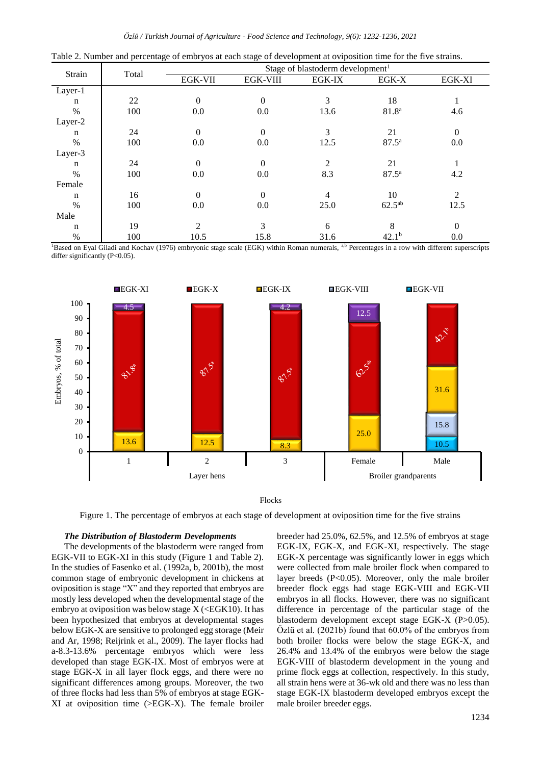Table 2. Number and percentage of embryos at each stage of development at oviposition time for the five strains.

| Strain | Total | Stage of blastoderm development[1] | | | | |
|---|---|---|---|---|---|---|
| | | EGK-VII | EGK-VIII | EGK-IX | EGK-X | EGK-XI |
| Layer-1 | | | | | | |
| n | 22 | 0 | 0 | 3 | 18 | 1 |
| % | 100 | 0.0 | 0.0 | 13.6 | 81.8[a] | 4.6 |
| Layer-2 | | | | | | |
| n | 24 | 0 | 0 | 3 | 21 | 0 |
| % | 100 | 0.0 | 0.0 | 12.5 | 87.5[a] | 0.0 |
| Layer-3 | | | | | | |
| n | 24 | 0 | 0 | 2 | 21 | 1 |
| % | 100 | 0.0 | 0.0 | 8.3 | 87.5[a] | 4.2 |
| Female | | | | | | |
| n | 16 | 0 | 0 | 4 | 10 | 2 |
| % | 100 | 0.0 | 0.0 | 25.0 | 62.5[ab] | 12.5 |
| Male | | | | | | |
| n | 19 | 2 | 3 | 6 | 8 | 0 |
| % | 100 | 10.5 | 15.8 | 31.6 | 42.1[b] | 0.0 |

[1]Based on Eyal Giladi and Kochav (1976) embryonic stage scale (EGK) within Roman numerals, [a,b] Percentages in a row with different superscripts differ significantly (P<0.05).

Figure 1. The percentage of embryos at each stage of development at oviposition time for the five strains

***The Distribution of Blastoderm Developments***

The developments of the blastoderm were ranged from EGK-VII to EGK-XI in this study (Figure 1 and Table 2). In the studies of Fasenko et al. (1992a, b, 2001b), the most common stage of embryonic development in chickens at oviposition is stage "X" and they reported that embryos are mostly less developed when the developmental stage of the embryo at oviposition was below stage X (<EGK10). It has been hypothesized that embryos at developmental stages below EGK-X are sensitive to prolonged egg storage (Meir and Ar, 1998; Reijrink et al., 2009). The layer flocks had a-8.3-13.6% percentage embryos which were less developed than stage EGK-IX. Most of embryos were at stage EGK-X in all layer flock eggs, and there were no significant differences among groups. Moreover, the two of three flocks had less than 5% of embryos at stage EGK-XI at oviposition time (>EGK-X). The female broiler breeder had 25.0%, 62.5%, and 12.5% of embryos at stage EGK-IX, EGK-X, and EGK-XI, respectively. The stage EGK-X percentage was significantly lower in eggs which were collected from male broiler flock when compared to layer breeds (P<0.05). Moreover, only the male broiler breeder flock eggs had stage EGK-VIII and EGK-VII embryos in all flocks. However, there was no significant difference in percentage of the particular stage of the blastoderm development except stage EGK-X (P>0.05). Özlü et al. (2021b) found that 60.0% of the embryos from both broiler flocks were below the stage EGK-X, and 26.4% and 13.4% of the embryos were below the stage EGK-VIII of blastoderm development in the young and prime flock eggs at collection, respectively. In this study, all strain hens were at 36-wk old and there was no less than stage EGK-IX blastoderm developed embryos except the male broiler breeder eggs.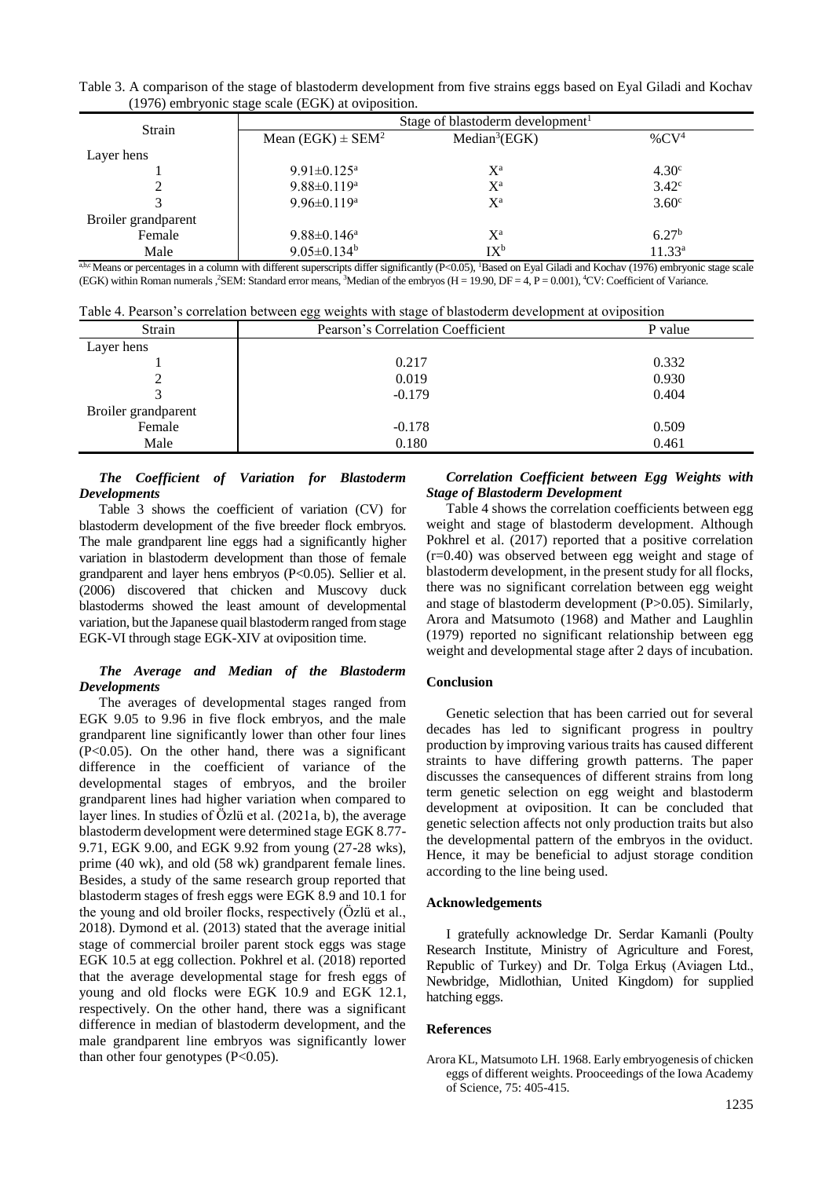Table 3. A comparison of the stage of blastoderm development from five strains eggs based on Eyal Giladi and Kochav (1976) embryonic stage scale (EGK) at oviposition.

| Strain | Stage of blastoderm development[1] | | |
|---|---|---|---|
| | Mean (EGK) ± SEM[2] | Median[3](EGK) | %CV[4] |
| Layer hens | | | |
| 1 | 9.91±0.125[a] | X[a] | 4.30[c] |
| 2 | 9.88±0.119[a] | X[a] | 3.42[c] |
| 3 | 9.96±0.119[a] | X[a] | 3.60[c] |
| Broiler grandparent | | | |
| Female | 9.88±0.146[a] | X[a] | 6.27[b] |
| Male | 9.05±0.134[b] | IX[b] | 11.33[a] |

[a,b,c] Means or percentages in a column with different superscripts differ significantly (P<0.05), [1]Based on Eyal Giladi and Kochav (1976) embryonic stage scale (EGK) within Roman numerals ,[2]SEM: Standard error means, [3]Median of the embryos (H = 19.90, DF = 4, P = 0.001), [4]CV: Coefficient of Variance.

Table 4. Pearson's correlation between egg weights with stage of blastoderm development at oviposition

| Strain | Pearson's Correlation Coefficient | P value |
|---|---|---|
| Layer hens | | |
| 1 | 0.217 | 0.332 |
| 2 | 0.019 | 0.930 |
| 3 | -0.179 | 0.404 |
| Broiler grandparent | | |
| Female | -0.178 | 0.509 |
| Male | 0.180 | 0.461 |

### *The Coefficient of Variation for Blastoderm Developments*

Table 3 shows the coefficient of variation (CV) for blastoderm development of the five breeder flock embryos. The male grandparent line eggs had a significantly higher variation in blastoderm development than those of female grandparent and layer hens embryos (P<0.05). Sellier et al. (2006) discovered that chicken and Muscovy duck blastoderms showed the least amount of developmental variation, but the Japanese quail blastoderm ranged from stage EGK-VI through stage EGK-XIV at oviposition time.

### *The Average and Median of the Blastoderm Developments*

The averages of developmental stages ranged from EGK 9.05 to 9.96 in five flock embryos, and the male grandparent line significantly lower than other four lines (P<0.05). On the other hand, there was a significant difference in the coefficient of variance of the developmental stages of embryos, and the broiler grandparent lines had higher variation when compared to layer lines. In studies of Özlü et al. (2021a, b), the average blastoderm development were determined stage EGK 8.77-9.71, EGK 9.00, and EGK 9.92 from young (27-28 wks), prime (40 wk), and old (58 wk) grandparent female lines. Besides, a study of the same research group reported that blastoderm stages of fresh eggs were EGK 8.9 and 10.1 for the young and old broiler flocks, respectively (Özlü et al., 2018). Dymond et al. (2013) stated that the average initial stage of commercial broiler parent stock eggs was stage EGK 10.5 at egg collection. Pokhrel et al. (2018) reported that the average developmental stage for fresh eggs of young and old flocks were EGK 10.9 and EGK 12.1, respectively. On the other hand, there was a significant difference in median of blastoderm development, and the male grandparent line embryos was significantly lower than other four genotypes (P<0.05).

### *Correlation Coefficient between Egg Weights with Stage of Blastoderm Development*

Table 4 shows the correlation coefficients between egg weight and stage of blastoderm development. Although Pokhrel et al. (2017) reported that a positive correlation (r=0.40) was observed between egg weight and stage of blastoderm development, in the present study for all flocks, there was no significant correlation between egg weight and stage of blastoderm development (P>0.05). Similarly, Arora and Matsumoto (1968) and Mather and Laughlin (1979) reported no significant relationship between egg weight and developmental stage after 2 days of incubation.

## Conclusion

Genetic selection that has been carried out for several decades has led to significant progress in poultry production by improving various traits has caused different straints to have differing growth patterns. The paper discusses the cansequences of different strains from long term genetic selection on egg weight and blastoderm development at oviposition. It can be concluded that genetic selection affects not only production traits but also the developmental pattern of the embryos in the oviduct. Hence, it may be beneficial to adjust storage condition according to the line being used.

## Acknowledgements

I gratefully acknowledge Dr. Serdar Kamanli (Poulty Research Institute, Ministry of Agriculture and Forest, Republic of Turkey) and Dr. Tolga Erkuş (Aviagen Ltd., Newbridge, Midlothian, United Kingdom) for supplied hatching eggs.

## References

Arora KL, Matsumoto LH. 1968. Early embryogenesis of chicken eggs of different weights. Prooceedings of the Iowa Academy of Science, 75: 405-415.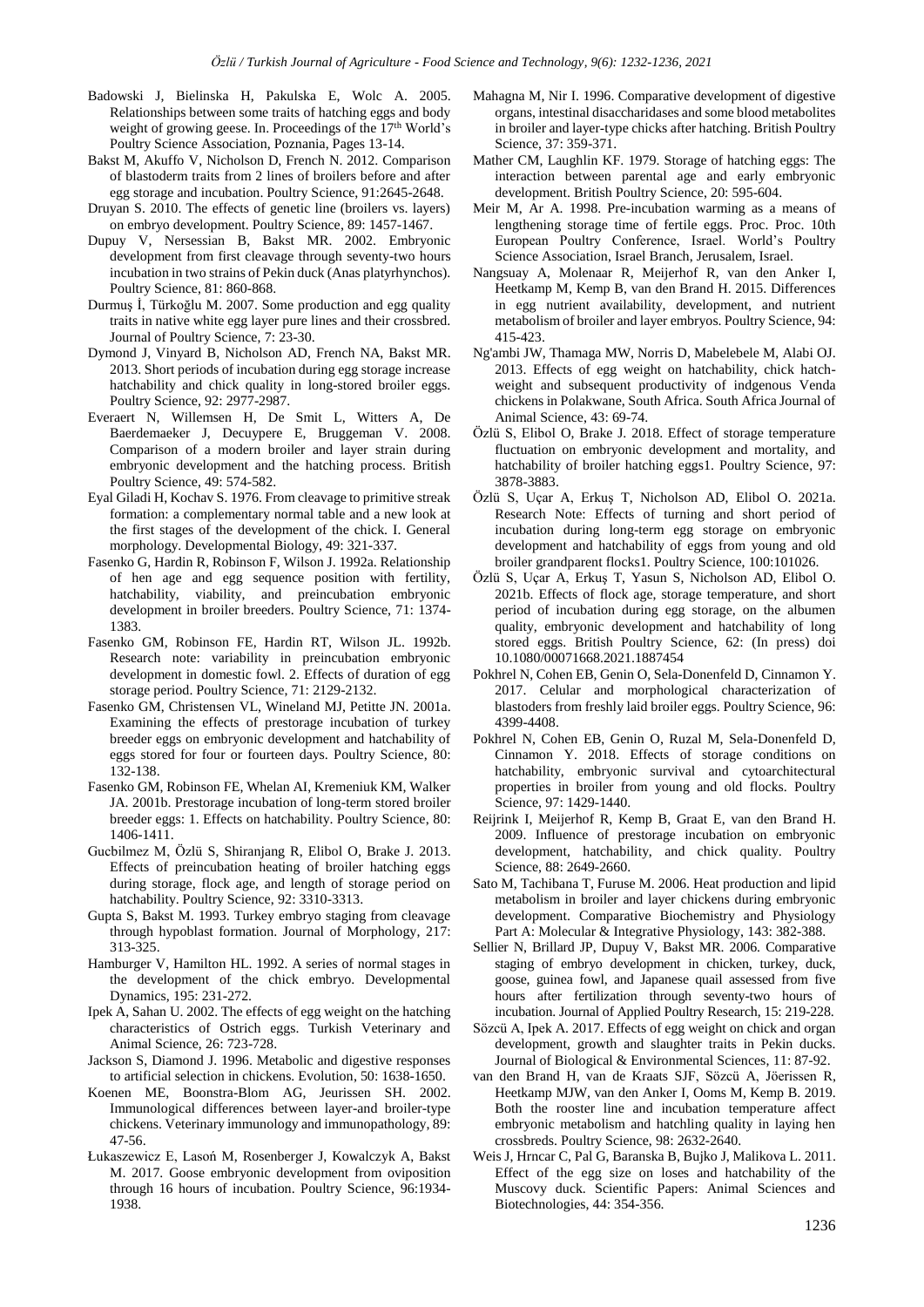Badowski J, Bielinska H, Pakulska E, Wolc A. 2005. Relationships between some traits of hatching eggs and body weight of growing geese. In. Proceedings of the 17th World's Poultry Science Association, Poznania, Pages 13-14.

Bakst M, Akuffo V, Nicholson D, French N. 2012. Comparison of blastoderm traits from 2 lines of broilers before and after egg storage and incubation. Poultry Science, 91:2645-2648.

Druyan S. 2010. The effects of genetic line (broilers vs. layers) on embryo development. Poultry Science, 89: 1457-1467.

Dupuy V, Nersessian B, Bakst MR. 2002. Embryonic development from first cleavage through seventy-two hours incubation in two strains of Pekin duck (Anas platyrhynchos). Poultry Science, 81: 860-868.

Durmuş İ, Türkoğlu M. 2007. Some production and egg quality traits in native white egg layer pure lines and their crossbred. Journal of Poultry Science, 7: 23-30.

Dymond J, Vinyard B, Nicholson AD, French NA, Bakst MR. 2013. Short periods of incubation during egg storage increase hatchability and chick quality in long-stored broiler eggs. Poultry Science, 92: 2977-2987.

Everaert N, Willemsen H, De Smit L, Witters A, De Baerdemaeker J, Decuypere E, Bruggeman V. 2008. Comparison of a modern broiler and layer strain during embryonic development and the hatching process. British Poultry Science, 49: 574-582.

Eyal Giladi H, Kochav S. 1976. From cleavage to primitive streak formation: a complementary normal table and a new look at the first stages of the development of the chick. I. General morphology. Developmental Biology, 49: 321-337.

Fasenko G, Hardin R, Robinson F, Wilson J. 1992a. Relationship of hen age and egg sequence position with fertility, hatchability, viability, and preincubation embryonic development in broiler breeders. Poultry Science, 71: 1374-1383.

Fasenko GM, Robinson FE, Hardin RT, Wilson JL. 1992b. Research note: variability in preincubation embryonic development in domestic fowl. 2. Effects of duration of egg storage period. Poultry Science, 71: 2129-2132.

Fasenko GM, Christensen VL, Wineland MJ, Petitte JN. 2001a. Examining the effects of prestorage incubation of turkey breeder eggs on embryonic development and hatchability of eggs stored for four or fourteen days. Poultry Science, 80: 132-138.

Fasenko GM, Robinson FE, Whelan AI, Kremeniuk KM, Walker JA. 2001b. Prestorage incubation of long-term stored broiler breeder eggs: 1. Effects on hatchability. Poultry Science, 80: 1406-1411.

Gucbilmez M, Özlü S, Shiranjang R, Elibol O, Brake J. 2013. Effects of preincubation heating of broiler hatching eggs during storage, flock age, and length of storage period on hatchability. Poultry Science, 92: 3310-3313.

Gupta S, Bakst M. 1993. Turkey embryo staging from cleavage through hypoblast formation. Journal of Morphology, 217: 313-325.

Hamburger V, Hamilton HL. 1992. A series of normal stages in the development of the chick embryo. Developmental Dynamics, 195: 231-272.

Ipek A, Sahan U. 2002. The effects of egg weight on the hatching characteristics of Ostrich eggs. Turkish Veterinary and Animal Science, 26: 723-728.

Jackson S, Diamond J. 1996. Metabolic and digestive responses to artificial selection in chickens. Evolution, 50: 1638-1650.

Koenen ME, Boonstra-Blom AG, Jeurissen SH. 2002. Immunological differences between layer-and broiler-type chickens. Veterinary immunology and immunopathology, 89: 47-56.

Łukaszewicz E, Lasoń M, Rosenberger J, Kowalczyk A, Bakst M. 2017. Goose embryonic development from oviposition through 16 hours of incubation. Poultry Science, 96:1934-1938.

Mahagna M, Nir I. 1996. Comparative development of digestive organs, intestinal disaccharidases and some blood metabolites in broiler and layer-type chicks after hatching. British Poultry Science, 37: 359-371.

Mather CM, Laughlin KF. 1979. Storage of hatching eggs: The interaction between parental age and early embryonic development. British Poultry Science, 20: 595-604.

Meir M, Ar A. 1998. Pre-incubation warming as a means of lengthening storage time of fertile eggs. Proc. Proc. 10th European Poultry Conference, Israel. World's Poultry Science Association, Israel Branch, Jerusalem, Israel.

Nangsuay A, Molenaar R, Meijerhof R, van den Anker I, Heetkamp M, Kemp B, van den Brand H. 2015. Differences in egg nutrient availability, development, and nutrient metabolism of broiler and layer embryos. Poultry Science, 94: 415-423.

Ng'ambi JW, Thamaga MW, Norris D, Mabelebele M, Alabi OJ. 2013. Effects of egg weight on hatchability, chick hatch-weight and subsequent productivity of indgenous Venda chickens in Polakwane, South Africa. South Africa Journal of Animal Science, 43: 69-74.

Özlü S, Elibol O, Brake J. 2018. Effect of storage temperature fluctuation on embryonic development and mortality, and hatchability of broiler hatching eggs1. Poultry Science, 97: 3878-3883.

Özlü S, Uçar A, Erkuş T, Nicholson AD, Elibol O. 2021a. Research Note: Effects of turning and short period of incubation during long-term egg storage on embryonic development and hatchability of eggs from young and old broiler grandparent flocks1. Poultry Science, 100:101026.

Özlü S, Uçar A, Erkuş T, Yasun S, Nicholson AD, Elibol O. 2021b. Effects of flock age, storage temperature, and short period of incubation during egg storage, on the albumen quality, embryonic development and hatchability of long stored eggs. British Poultry Science, 62: (In press) doi 10.1080/00071668.2021.1887454

Pokhrel N, Cohen EB, Genin O, Sela-Donenfeld D, Cinnamon Y. 2017. Celular and morphological characterization of blastoders from freshly laid broiler eggs. Poultry Science, 96: 4399-4408.

Pokhrel N, Cohen EB, Genin O, Ruzal M, Sela-Donenfeld D, Cinnamon Y. 2018. Effects of storage conditions on hatchability, embryonic survival and cytoarchitectural properties in broiler from young and old flocks. Poultry Science, 97: 1429-1440.

Reijrink I, Meijerhof R, Kemp B, Graat E, van den Brand H. 2009. Influence of prestorage incubation on embryonic development, hatchability, and chick quality. Poultry Science, 88: 2649-2660.

Sato M, Tachibana T, Furuse M. 2006. Heat production and lipid metabolism in broiler and layer chickens during embryonic development. Comparative Biochemistry and Physiology Part A: Molecular & Integrative Physiology, 143: 382-388.

Sellier N, Brillard JP, Dupuy V, Bakst MR. 2006. Comparative staging of embryo development in chicken, turkey, duck, goose, guinea fowl, and Japanese quail assessed from five hours after fertilization through seventy-two hours of incubation. Journal of Applied Poultry Research, 15: 219-228.

Sözcü A, Ipek A. 2017. Effects of egg weight on chick and organ development, growth and slaughter traits in Pekin ducks. Journal of Biological & Environmental Sciences, 11: 87-92.

van den Brand H, van de Kraats SJF, Sözcü A, Jöerissen R, Heetkamp MJW, van den Anker I, Ooms M, Kemp B. 2019. Both the rooster line and incubation temperature affect embryonic metabolism and hatchling quality in laying hen crossbreds. Poultry Science, 98: 2632-2640.

Weis J, Hrncar C, Pal G, Baranska B, Bujko J, Malikova L. 2011. Effect of the egg size on loses and hatchability of the Muscovy duck. Scientific Papers: Animal Sciences and Biotechnologies, 44: 354-356.